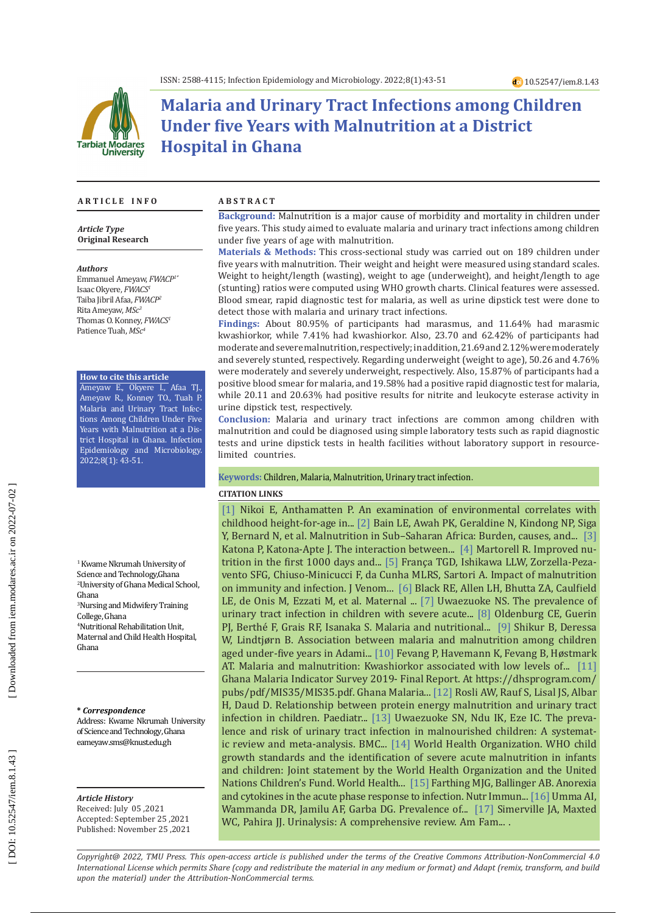# Malaria and Urinary Tract Infections among Children Under five Years with Malnutrition at a District Hospital in Ghana

**ARTICLE INFO**

***Article Type***
**Original Research**

***Authors***
Emmanuel Ameyaw, *FWACP*[1*]
Isaac Okyere, *FWACS*[1]
Taiba Jibril Afaa, *FWACP*[2]
Rita Ameyaw, *MSc*[3]
Thomas O. Konney, *FWACS*[1]
Patience Tuah, *MSc*[4]

**How to cite this article**
Ameyaw E., Okyere I., Afaa TJ., Ameyaw R., Konney TO., Tuah P. Malaria and Urinary Tract Infections Among Children Under Five Years with Malnutrition at a District Hospital in Ghana. Infection Epidemiology and Microbiology. 2022;8(1): 43-51.

[1] Kwame Nkrumah University of Science and Technology, Ghana
[2] University of Ghana Medical School, Ghana
[3] Nursing and Midwifery Training College, Ghana
[4] Nutritional Rehabilitation Unit, Maternal and Child Health Hospital, Ghana

***\* Correspondence***
Address: Kwame Nkrumah University of Science and Technology, Ghana
eameyaw.sms@knust.edu.gh

***Article History***
Received: July 05 ,2021
Accepted: September 25 ,2021
Published: November 25 ,2021

**ABSTRACT**

**Background:** Malnutrition is a major cause of morbidity and mortality in children under five years. This study aimed to evaluate malaria and urinary tract infections among children under five years of age with malnutrition.

**Materials & Methods:** This cross-sectional study was carried out on 189 children under five years with malnutrition. Their weight and height were measured using standard scales. Weight to height/length (wasting), weight to age (underweight), and height/length to age (stunting) ratios were computed using WHO growth charts. Clinical features were assessed. Blood smear, rapid diagnostic test for malaria, as well as urine dipstick test were done to detect those with malaria and urinary tract infections.

**Findings:** About 80.95% of participants had marasmus, and 11.64% had marasmic kwashiorkor, while 7.41% had kwashiorkor. Also, 23.70 and 62.42% of participants had moderate and severe malnutrition, respectively; in addition, 21.69 and 2.12% were moderately and severely stunted, respectively. Regarding underweight (weight to age), 50.26 and 4.76% were moderately and severely underweight, respectively. Also, 15.87% of participants had a positive blood smear for malaria, and 19.58% had a positive rapid diagnostic test for malaria, while 20.11 and 20.63% had positive results for nitrite and leukocyte esterase activity in urine dipstick test, respectively.

**Conclusion:** Malaria and urinary tract infections are common among children with malnutrition and could be diagnosed using simple laboratory tests such as rapid diagnostic tests and urine dipstick tests in health facilities without laboratory support in resource-limited countries.

**Keywords:** Children, Malaria, Malnutrition, Urinary tract infection.

**CITATION LINKS**

[1] Nikoi E, Anthamatten P. An examination of environmental correlates with childhood height-for-age in... [2] Bain LE, Awah PK, Geraldine N, Kindong NP, Siga Y, Bernard N, et al. Malnutrition in Sub–Saharan Africa: Burden, causes, and... [3] Katona P, Katona-Apte J. The interaction between... [4] Martorell R. Improved nutrition in the first 1000 days and... [5] França TGD, Ishikawa LLW, Zorzella-Pezavento SFG, Chiuso-Minicucci F, da Cunha MLRS, Sartori A. Impact of malnutrition on immunity and infection. J Venom... [6] Black RE, Allen LH, Bhutta ZA, Caulfield LE, de Onis M, Ezzati M, et al. Maternal ... [7] Uwaezuoke NS. The prevalence of urinary tract infection in children with severe acute... [8] Oldenburg CE, Guerin PJ, Berthé F, Grais RF, Isanaka S. Malaria and nutritional... [9] Shikur B, Deressa W, Lindtjørn B. Association between malaria and malnutrition among children aged under-five years in Adami... [10] Fevang P, Havemann K, Fevang B, Høstmark AT. Malaria and malnutrition: Kwashiorkor associated with low levels of... [11] Ghana Malaria Indicator Survey 2019- Final Report. At https://dhsprogram.com/pubs/pdf/MIS35/MIS35.pdf. Ghana Malaria... [12] Rosli AW, Rauf S, Lisal JS, Albar H, Daud D. Relationship between protein energy malnutrition and urinary tract infection in children. Paediatr... [13] Uwaezuoke SN, Ndu IK, Eze IC. The prevalence and risk of urinary tract infection in malnourished children: A systematic review and meta-analysis. BMC... [14] World Health Organization. WHO child growth standards and the identification of severe acute malnutrition in infants and children: Joint statement by the World Health Organization and the United Nations Children's Fund. World Health... [15] Farthing MJG, Ballinger AB. Anorexia and cytokines in the acute phase response to infection. Nutr Immun... [16] Umma AI, Wammanda DR, Jamilu AF, Garba DG. Prevalence of... [17] Simerville JA, Maxted WC, Pahira JJ. Urinalysis: A comprehensive review. Am Fam... .

*Copyright@ 2022, TMU Press. This open-access article is published under the terms of the Creative Commons Attribution-NonCommercial 4.0 International License which permits Share (copy and redistribute the material in any medium or format) and Adapt (remix, transform, and build upon the material) under the Attribution-NonCommercial terms.*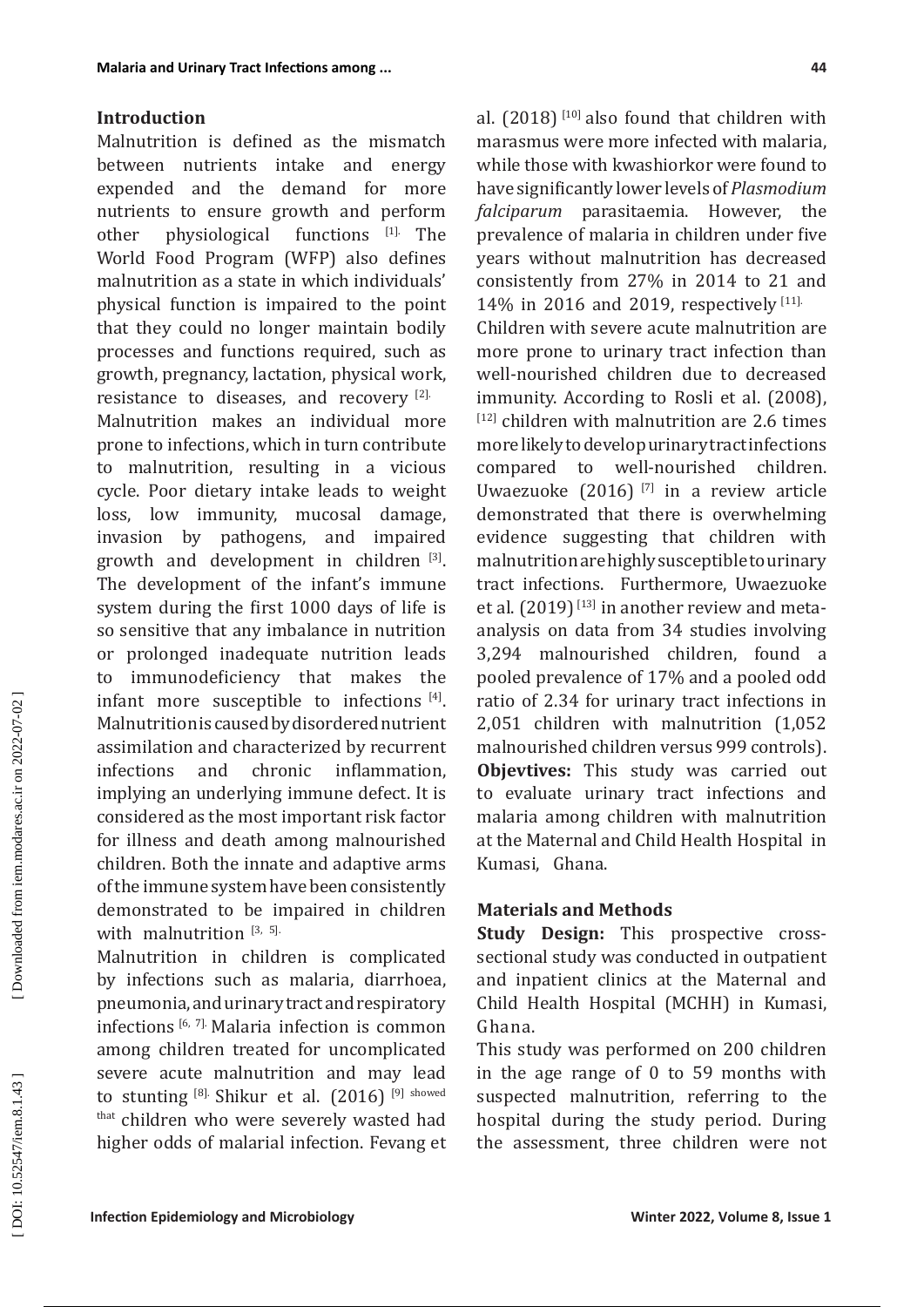## Introduction

Malnutrition is defined as the mismatch between nutrients intake and energy expended and the demand for more nutrients to ensure growth and perform other physiological functions [1]. The World Food Program (WFP) also defines malnutrition as a state in which individuals' physical function is impaired to the point that they could no longer maintain bodily processes and functions required, such as growth, pregnancy, lactation, physical work, resistance to diseases, and recovery [2].

Malnutrition makes an individual more prone to infections, which in turn contribute to malnutrition, resulting in a vicious cycle. Poor dietary intake leads to weight loss, low immunity, mucosal damage, invasion by pathogens, and impaired growth and development in children [3]. The development of the infant's immune system during the first 1000 days of life is so sensitive that any imbalance in nutrition or prolonged inadequate nutrition leads to immunodeficiency that makes the infant more susceptible to infections [4]. Malnutrition is caused by disordered nutrient assimilation and characterized by recurrent infections and chronic inflammation, implying an underlying immune defect. It is considered as the most important risk factor for illness and death among malnourished children. Both the innate and adaptive arms of the immune system have been consistently demonstrated to be impaired in children with malnutrition [3, 5].

Malnutrition in children is complicated by infections such as malaria, diarrhoea, pneumonia, and urinary tract and respiratory infections [6, 7]. Malaria infection is common among children treated for uncomplicated severe acute malnutrition and may lead to stunting [8]. Shikur et al. (2016) [9] showed that children who were severely wasted had higher odds of malarial infection. Fevang et al. (2018) [10] also found that children with marasmus were more infected with malaria, while those with kwashiorkor were found to have significantly lower levels of *Plasmodium falciparum* parasitaemia. However, the prevalence of malaria in children under five years without malnutrition has decreased consistently from 27% in 2014 to 21 and 14% in 2016 and 2019, respectively [11].

Children with severe acute malnutrition are more prone to urinary tract infection than well-nourished children due to decreased immunity. According to Rosli et al. (2008), [12] children with malnutrition are 2.6 times more likely to develop urinary tract infections compared to well-nourished children. Uwaezuoke (2016) [7] in a review article demonstrated that there is overwhelming evidence suggesting that children with malnutrition are highly susceptible to urinary tract infections. Furthermore, Uwaezuoke et al. (2019) [13] in another review and meta-analysis on data from 34 studies involving 3,294 malnourished children, found a pooled prevalence of 17% and a pooled odd ratio of 2.34 for urinary tract infections in 2,051 children with malnutrition (1,052 malnourished children versus 999 controls).

**Objevtives:** This study was carried out to evaluate urinary tract infections and malaria among children with malnutrition at the Maternal and Child Health Hospital in Kumasi, Ghana.

## Materials and Methods

**Study Design:** This prospective cross-sectional study was conducted in outpatient and inpatient clinics at the Maternal and Child Health Hospital (MCHH) in Kumasi, Ghana.

This study was performed on 200 children in the age range of 0 to 59 months with suspected malnutrition, referring to the hospital during the study period. During the assessment, three children were not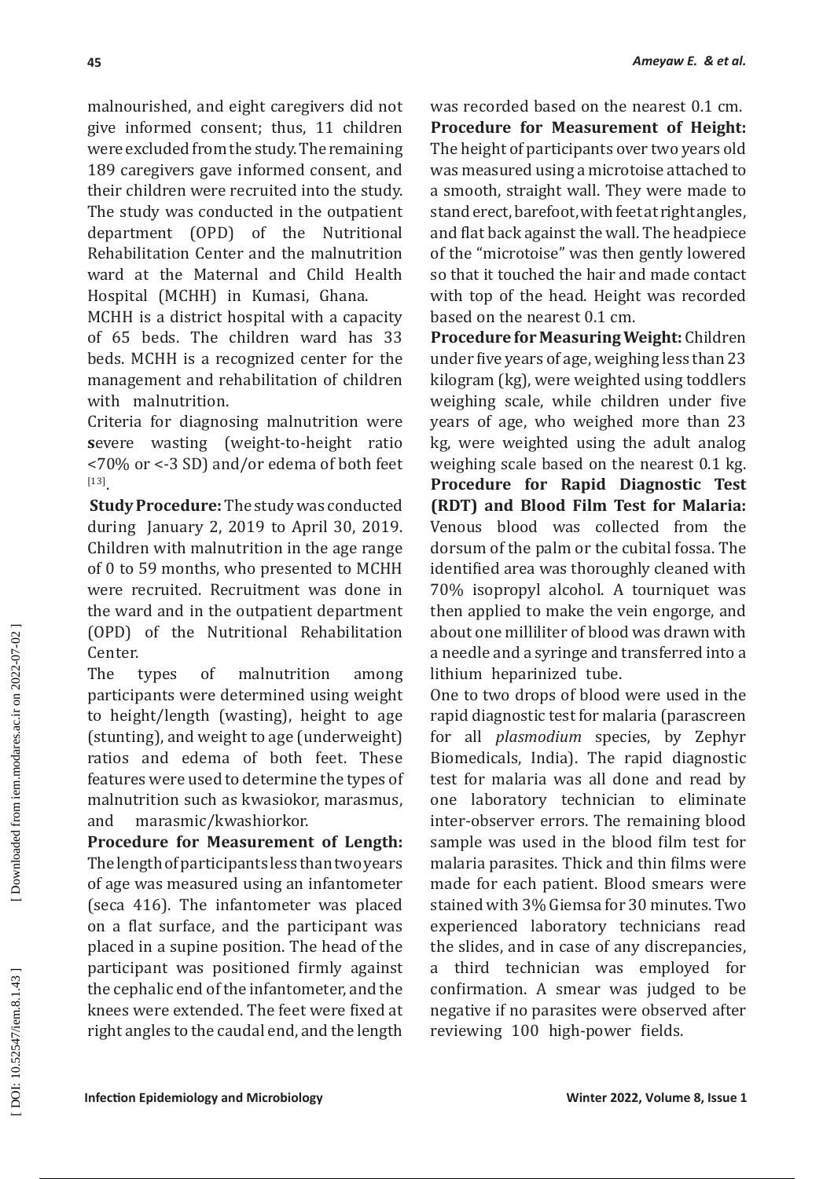malnourished, and eight caregivers did not give informed consent; thus, 11 children were excluded from the study. The remaining 189 caregivers gave informed consent, and their children were recruited into the study. The study was conducted in the outpatient department (OPD) of the Nutritional Rehabilitation Center and the malnutrition ward at the Maternal and Child Health Hospital (MCHH) in Kumasi, Ghana.

MCHH is a district hospital with a capacity of 65 beds. The children ward has 33 beds. MCHH is a recognized center for the management and rehabilitation of children with malnutrition.

Criteria for diagnosing malnutrition were **s**evere wasting (weight-to-height ratio <70% or <-3 SD) and/or edema of both feet [13].

**Study Procedure:** The study was conducted during January 2, 2019 to April 30, 2019. Children with malnutrition in the age range of 0 to 59 months, who presented to MCHH were recruited. Recruitment was done in the ward and in the outpatient department (OPD) of the Nutritional Rehabilitation Center.

The types of malnutrition among participants were determined using weight to height/length (wasting), height to age (stunting), and weight to age (underweight) ratios and edema of both feet. These features were used to determine the types of malnutrition such as kwasiokor, marasmus, and marasmic/kwashiorkor.

**Procedure for Measurement of Length:** The length of participants less than two years of age was measured using an infantometer (seca 416). The infantometer was placed on a flat surface, and the participant was placed in a supine position. The head of the participant was positioned firmly against the cephalic end of the infantometer, and the knees were extended. The feet were fixed at right angles to the caudal end, and the length was recorded based on the nearest 0.1 cm.

**Procedure for Measurement of Height:** The height of participants over two years old was measured using a microtoise attached to a smooth, straight wall. They were made to stand erect, barefoot, with feet at right angles, and flat back against the wall. The headpiece of the "microtoise" was then gently lowered so that it touched the hair and made contact with top of the head. Height was recorded based on the nearest 0.1 cm.

**Procedure for Measuring Weight:** Children under five years of age, weighing less than 23 kilogram (kg), were weighted using toddlers weighing scale, while children under five years of age, who weighed more than 23 kg, were weighted using the adult analog weighing scale based on the nearest 0.1 kg.

**Procedure for Rapid Diagnostic Test (RDT) and Blood Film Test for Malaria:** Venous blood was collected from the dorsum of the palm or the cubital fossa. The identified area was thoroughly cleaned with 70% isopropyl alcohol. A tourniquet was then applied to make the vein engorge, and about one milliliter of blood was drawn with a needle and a syringe and transferred into a lithium heparinized tube.

One to two drops of blood were used in the rapid diagnostic test for malaria (parascreen for all *plasmodium* species, by Zephyr Biomedicals, India). The rapid diagnostic test for malaria was all done and read by one laboratory technician to eliminate inter-observer errors. The remaining blood sample was used in the blood film test for malaria parasites. Thick and thin films were made for each patient. Blood smears were stained with 3% Giemsa for 30 minutes. Two experienced laboratory technicians read the slides, and in case of any discrepancies, a third technician was employed for confirmation. A smear was judged to be negative if no parasites were observed after reviewing 100 high-power fields.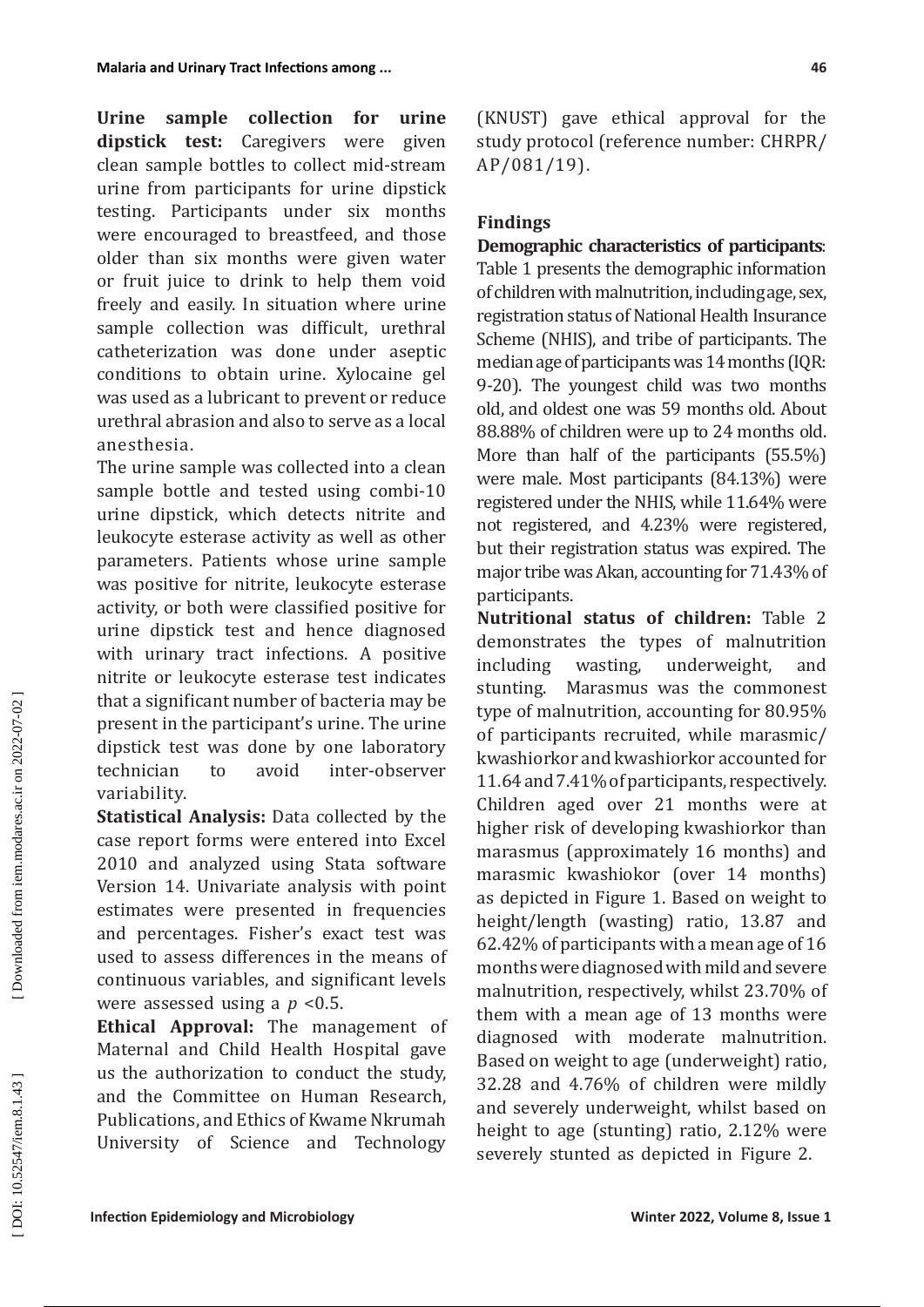**Urine sample collection for urine dipstick test:** Caregivers were given clean sample bottles to collect mid-stream urine from participants for urine dipstick testing. Participants under six months were encouraged to breastfeed, and those older than six months were given water or fruit juice to drink to help them void freely and easily. In situation where urine sample collection was difficult, urethral catheterization was done under aseptic conditions to obtain urine. Xylocaine gel was used as a lubricant to prevent or reduce urethral abrasion and also to serve as a local anesthesia.

The urine sample was collected into a clean sample bottle and tested using combi-10 urine dipstick, which detects nitrite and leukocyte esterase activity as well as other parameters. Patients whose urine sample was positive for nitrite, leukocyte esterase activity, or both were classified positive for urine dipstick test and hence diagnosed with urinary tract infections. A positive nitrite or leukocyte esterase test indicates that a significant number of bacteria may be present in the participant's urine. The urine dipstick test was done by one laboratory technician to avoid inter-observer variability.

**Statistical Analysis:** Data collected by the case report forms were entered into Excel 2010 and analyzed using Stata software Version 14. Univariate analysis with point estimates were presented in frequencies and percentages. Fisher's exact test was used to assess differences in the means of continuous variables, and significant levels were assessed using a $p$ <0.5.

**Ethical Approval:** The management of Maternal and Child Health Hospital gave us the authorization to conduct the study, and the Committee on Human Research, Publications, and Ethics of Kwame Nkrumah University of Science and Technology (KNUST) gave ethical approval for the study protocol (reference number: CHRPR/AP/081/19).

## Findings

**Demographic characteristics of participants**: Table 1 presents the demographic information of children with malnutrition, including age, sex, registration status of National Health Insurance Scheme (NHIS), and tribe of participants. The median age of participants was 14 months (IQR: 9-20). The youngest child was two months old, and oldest one was 59 months old. About 88.88% of children were up to 24 months old. More than half of the participants (55.5%) were male. Most participants (84.13%) were registered under the NHIS, while 11.64% were not registered, and 4.23% were registered, but their registration status was expired. The major tribe was Akan, accounting for 71.43% of participants.

**Nutritional status of children:** Table 2 demonstrates the types of malnutrition including wasting, underweight, and stunting. Marasmus was the commonest type of malnutrition, accounting for 80.95% of participants recruited, while marasmic/kwashiorkor and kwashiorkor accounted for 11.64 and 7.41% of participants, respectively. Children aged over 21 months were at higher risk of developing kwashiorkor than marasmus (approximately 16 months) and marasmic kwashiokor (over 14 months) as depicted in Figure 1. Based on weight to height/length (wasting) ratio, 13.87 and 62.42% of participants with a mean age of 16 months were diagnosed with mild and severe malnutrition, respectively, whilst 23.70% of them with a mean age of 13 months were diagnosed with moderate malnutrition. Based on weight to age (underweight) ratio, 32.28 and 4.76% of children were mildly and severely underweight, whilst based on height to age (stunting) ratio, 2.12% were severely stunted as depicted in Figure 2.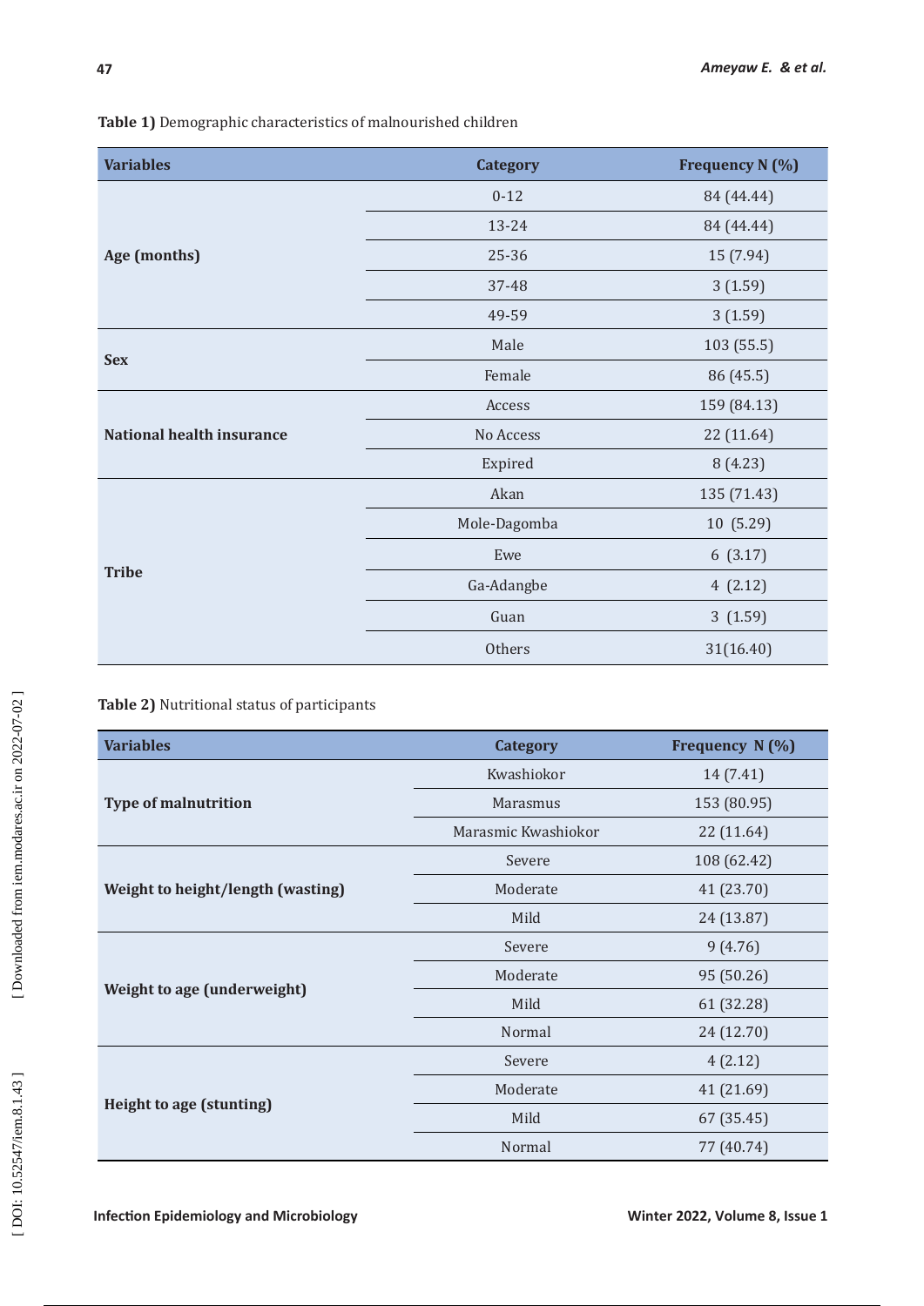**Table 1)** Demographic characteristics of malnourished children

| Variables | Category | Frequency N (%) |
|---|---|---|
| Age (months) | 0-12 | 84 (44.44) |
| | 13-24 | 84 (44.44) |
| | 25-36 | 15 (7.94) |
| | 37-48 | 3 (1.59) |
| | 49-59 | 3 (1.59) |
| Sex | Male | 103 (55.5) |
| | Female | 86 (45.5) |
| National health insurance | Access | 159 (84.13) |
| | No Access | 22 (11.64) |
| | Expired | 8 (4.23) |
| Tribe | Akan | 135 (71.43) |
| | Mole-Dagomba | 10 (5.29) |
| | Ewe | 6 (3.17) |
| | Ga-Adangbe | 4 (2.12) |
| | Guan | 3 (1.59) |
| | Others | 31(16.40) |

**Table 2)** Nutritional status of participants

| Variables | Category | Frequency N (%) |
|---|---|---|
| Type of malnutrition | Kwashiokor | 14 (7.41) |
| | Marasmus | 153 (80.95) |
| | Marasmic Kwashiokor | 22 (11.64) |
| Weight to height/length (wasting) | Severe | 108 (62.42) |
| | Moderate | 41 (23.70) |
| | Mild | 24 (13.87) |
| Weight to age (underweight) | Severe | 9 (4.76) |
| | Moderate | 95 (50.26) |
| | Mild | 61 (32.28) |
| | Normal | 24 (12.70) |
| Height to age (stunting) | Severe | 4 (2.12) |
| | Moderate | 41 (21.69) |
| | Mild | 67 (35.45) |
| | Normal | 77 (40.74) |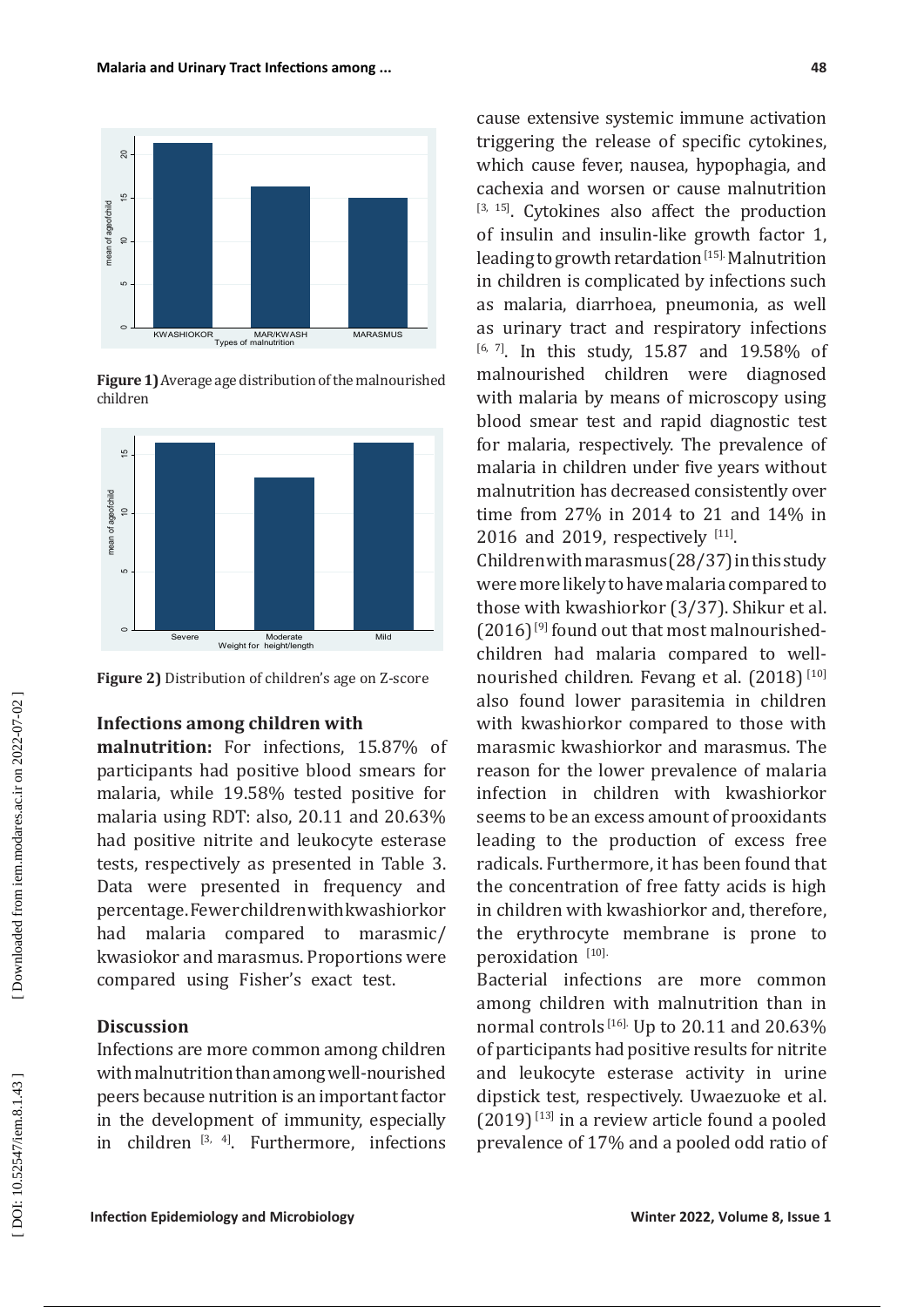Figure 1) Average age distribution of the malnourished children

Figure 2) Distribution of children's age on Z-score

**Infections among children with malnutrition:** For infections, 15.87% of participants had positive blood smears for malaria, while 19.58% tested positive for malaria using RDT: also, 20.11 and 20.63% had positive nitrite and leukocyte esterase tests, respectively as presented in Table 3. Data were presented in frequency and percentage. Fewer children with kwashiorkor had malaria compared to marasmic/ kwasiokor and marasmus. Proportions were compared using Fisher's exact test.

## Discussion

Infections are more common among children with malnutrition than among well-nourished peers because nutrition is an important factor in the development of immunity, especially in children [3, 4]. Furthermore, infections cause extensive systemic immune activation triggering the release of specific cytokines, which cause fever, nausea, hypophagia, and cachexia and worsen or cause malnutrition [3, 15]. Cytokines also affect the production of insulin and insulin-like growth factor 1, leading to growth retardation [15]. Malnutrition in children is complicated by infections such as malaria, diarrhoea, pneumonia, as well as urinary tract and respiratory infections [6, 7]. In this study, 15.87 and 19.58% of malnourished children were diagnosed with malaria by means of microscopy using blood smear test and rapid diagnostic test for malaria, respectively. The prevalence of malaria in children under five years without malnutrition has decreased consistently over time from 27% in 2014 to 21 and 14% in 2016 and 2019, respectively [11].

Children with marasmus (28/37) in this study were more likely to have malaria compared to those with kwashiorkor (3/37). Shikur et al. (2016) [9] found out that most malnourished-children had malaria compared to well-nourished children. Fevang et al. (2018) [10] also found lower parasitemia in children with kwashiorkor compared to those with marasmic kwashiorkor and marasmus. The reason for the lower prevalence of malaria infection in children with kwashiorkor seems to be an excess amount of prooxidants leading to the production of excess free radicals. Furthermore, it has been found that the concentration of free fatty acids is high in children with kwashiorkor and, therefore, the erythrocyte membrane is prone to peroxidation [10].

Bacterial infections are more common among children with malnutrition than in normal controls [16]. Up to 20.11 and 20.63% of participants had positive results for nitrite and leukocyte esterase activity in urine dipstick test, respectively. Uwaezuoke et al. (2019) [13] in a review article found a pooled prevalence of 17% and a pooled odd ratio of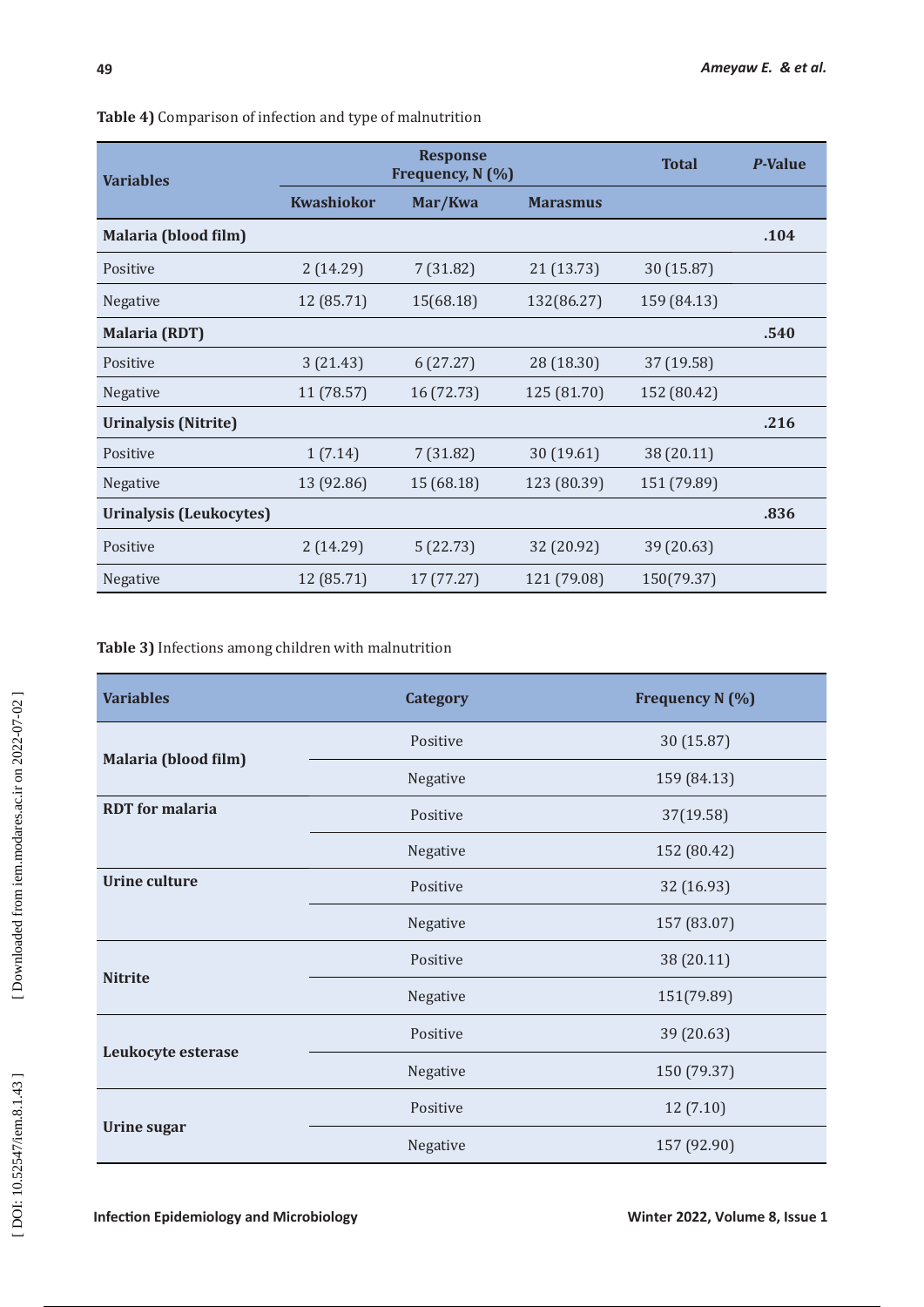**Table 4)** Comparison of infection and type of malnutrition

| Variables | Response Frequency, N (%) | | | Total | *P*-Value |
|---|---|---|---|---|---|
| | Kwashiokor | Mar/Kwa | Marasmus | | |
| **Malaria (blood film)** | | | | | **.104** |
| Positive | 2 (14.29) | 7 (31.82) | 21 (13.73) | 30 (15.87) | |
| Negative | 12 (85.71) | 15(68.18) | 132(86.27) | 159 (84.13) | |
| **Malaria (RDT)** | | | | | **.540** |
| Positive | 3 (21.43) | 6 (27.27) | 28 (18.30) | 37 (19.58) | |
| Negative | 11 (78.57) | 16 (72.73) | 125 (81.70) | 152 (80.42) | |
| **Urinalysis (Nitrite)** | | | | | **.216** |
| Positive | 1 (7.14) | 7 (31.82) | 30 (19.61) | 38 (20.11) | |
| Negative | 13 (92.86) | 15 (68.18) | 123 (80.39) | 151 (79.89) | |
| **Urinalysis (Leukocytes)** | | | | | **.836** |
| Positive | 2 (14.29) | 5 (22.73) | 32 (20.92) | 39 (20.63) | |
| Negative | 12 (85.71) | 17 (77.27) | 121 (79.08) | 150(79.37) | |

**Table 3)** Infections among children with malnutrition

| Variables | Category | Frequency N (%) |
|---|---|---|
| **Malaria (blood film)** | Positive | 30 (15.87) |
| | Negative | 159 (84.13) |
| **RDT for malaria** | Positive | 37(19.58) |
| | Negative | 152 (80.42) |
| **Urine culture** | Positive | 32 (16.93) |
| | Negative | 157 (83.07) |
| **Nitrite** | Positive | 38 (20.11) |
| | Negative | 151(79.89) |
| **Leukocyte esterase** | Positive | 39 (20.63) |
| | Negative | 150 (79.37) |
| **Urine sugar** | Positive | 12 (7.10) |
| | Negative | 157 (92.90) |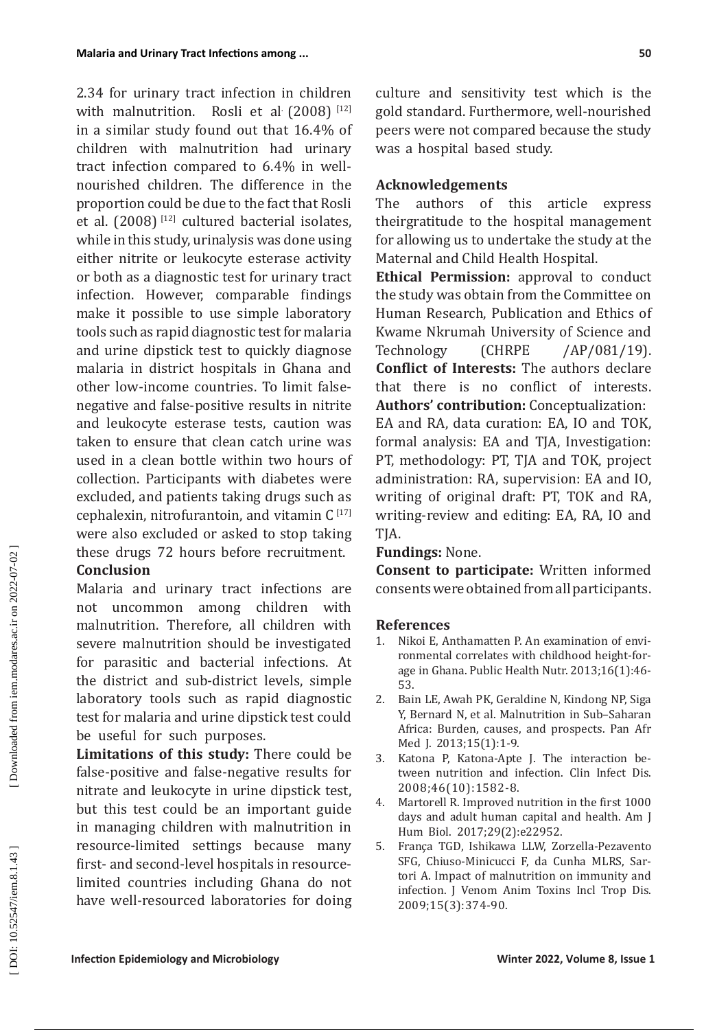2.34 for urinary tract infection in children with malnutrition. Rosli et al. (2008) [12] in a similar study found out that 16.4% of children with malnutrition had urinary tract infection compared to 6.4% in well-nourished children. The difference in the proportion could be due to the fact that Rosli et al. (2008) [12] cultured bacterial isolates, while in this study, urinalysis was done using either nitrite or leukocyte esterase activity or both as a diagnostic test for urinary tract infection. However, comparable findings make it possible to use simple laboratory tools such as rapid diagnostic test for malaria and urine dipstick test to quickly diagnose malaria in district hospitals in Ghana and other low-income countries. To limit false-negative and false-positive results in nitrite and leukocyte esterase tests, caution was taken to ensure that clean catch urine was used in a clean bottle within two hours of collection. Participants with diabetes were excluded, and patients taking drugs such as cephalexin, nitrofurantoin, and vitamin C [17] were also excluded or asked to stop taking these drugs 72 hours before recruitment.

## Conclusion

Malaria and urinary tract infections are not uncommon among children with malnutrition. Therefore, all children with severe malnutrition should be investigated for parasitic and bacterial infections. At the district and sub-district levels, simple laboratory tools such as rapid diagnostic test for malaria and urine dipstick test could be useful for such purposes.

**Limitations of this study:** There could be false-positive and false-negative results for nitrate and leukocyte in urine dipstick test, but this test could be an important guide in managing children with malnutrition in resource-limited settings because many first- and second-level hospitals in resource-limited countries including Ghana do not have well-resourced laboratories for doing culture and sensitivity test which is the gold standard. Furthermore, well-nourished peers were not compared because the study was a hospital based study.

## Acknowledgements

The authors of this article express theirgratitude to the hospital management for allowing us to undertake the study at the Maternal and Child Health Hospital.

**Ethical Permission:** approval to conduct the study was obtain from the Committee on Human Research, Publication and Ethics of Kwame Nkrumah University of Science and Technology (CHRPE /AP/081/19).

**Conflict of Interests:** The authors declare that there is no conflict of interests.

**Authors' contribution:** Conceptualization: EA and RA, data curation: EA, IO and TOK, formal analysis: EA and TJA, Investigation: PT, methodology: PT, TJA and TOK, project administration: RA, supervision: EA and IO, writing of original draft: PT, TOK and RA, writing-review and editing: EA, RA, IO and TJA.

**Fundings:** None.

**Consent to participate:** Written informed consents were obtained from all participants.

## References

1. Nikoi E, Anthamatten P. An examination of environmental correlates with childhood height-for-age in Ghana. Public Health Nutr. 2013;16(1):46-53.
2. Bain LE, Awah PK, Geraldine N, Kindong NP, Siga Y, Bernard N, et al. Malnutrition in Sub–Saharan Africa: Burden, causes, and prospects. Pan Afr Med J. 2013;15(1):1-9.
3. Katona P, Katona-Apte J. The interaction between nutrition and infection. Clin Infect Dis. 2008;46(10):1582-8.
4. Martorell R. Improved nutrition in the first 1000 days and adult human capital and health. Am J Hum Biol. 2017;29(2):e22952.
5. França TGD, Ishikawa LLW, Zorzella-Pezavento SFG, Chiuso-Minicucci F, da Cunha MLRS, Sartori A. Impact of malnutrition on immunity and infection. J Venom Anim Toxins Incl Trop Dis. 2009;15(3):374-90.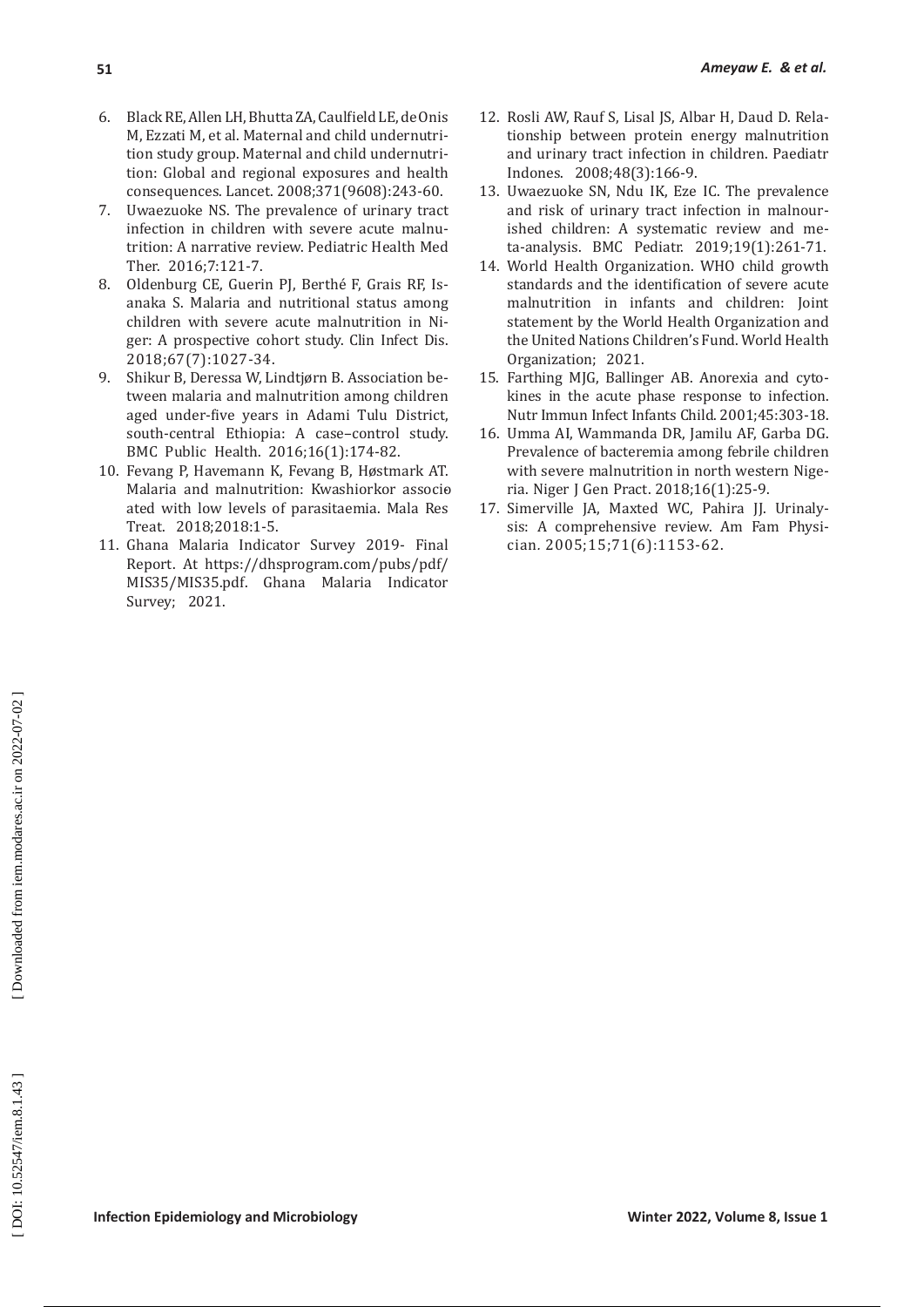6. Black RE, Allen LH, Bhutta ZA, Caulfield LE, de Onis M, Ezzati M, et al. Maternal and child undernutrition study group. Maternal and child undernutrition: Global and regional exposures and health consequences. Lancet. 2008;371(9608):243-60.
7. Uwaezuoke NS. The prevalence of urinary tract infection in children with severe acute malnutrition: A narrative review. Pediatric Health Med Ther. 2016;7:121-7.
8. Oldenburg CE, Guerin PJ, Berthé F, Grais RF, Isanaka S. Malaria and nutritional status among children with severe acute malnutrition in Niger: A prospective cohort study. Clin Infect Dis. 2018;67(7):1027-34.
9. Shikur B, Deressa W, Lindtjørn B. Association between malaria and malnutrition among children aged under-five years in Adami Tulu District, south-central Ethiopia: A case–control study. BMC Public Health. 2016;16(1):174-82.
10. Fevang P, Havemann K, Fevang B, Høstmark AT. Malaria and malnutrition: Kwashiorkor associoated with low levels of parasitaemia. Mala Res Treat. 2018;2018:1-5.
11. Ghana Malaria Indicator Survey 2019- Final Report. At https://dhsprogram.com/pubs/pdf/MIS35/MIS35.pdf. Ghana Malaria Indicator Survey; 2021.
12. Rosli AW, Rauf S, Lisal JS, Albar H, Daud D. Relationship between protein energy malnutrition and urinary tract infection in children. Paediatr Indones. 2008;48(3):166-9.
13. Uwaezuoke SN, Ndu IK, Eze IC. The prevalence and risk of urinary tract infection in malnourished children: A systematic review and meta-analysis. BMC Pediatr. 2019;19(1):261-71.
14. World Health Organization. WHO child growth standards and the identification of severe acute malnutrition in infants and children: Joint statement by the World Health Organization and the United Nations Children's Fund. World Health Organization; 2021.
15. Farthing MJG, Ballinger AB. Anorexia and cytokines in the acute phase response to infection. Nutr Immun Infect Infants Child. 2001;45:303-18.
16. Umma AI, Wammanda DR, Jamilu AF, Garba DG. Prevalence of bacteremia among febrile children with severe malnutrition in north western Nigeria. Niger J Gen Pract. 2018;16(1):25-9.
17. Simerville JA, Maxted WC, Pahira JJ. Urinalysis: A comprehensive review. Am Fam Physician. 2005;15;71(6):1153-62.